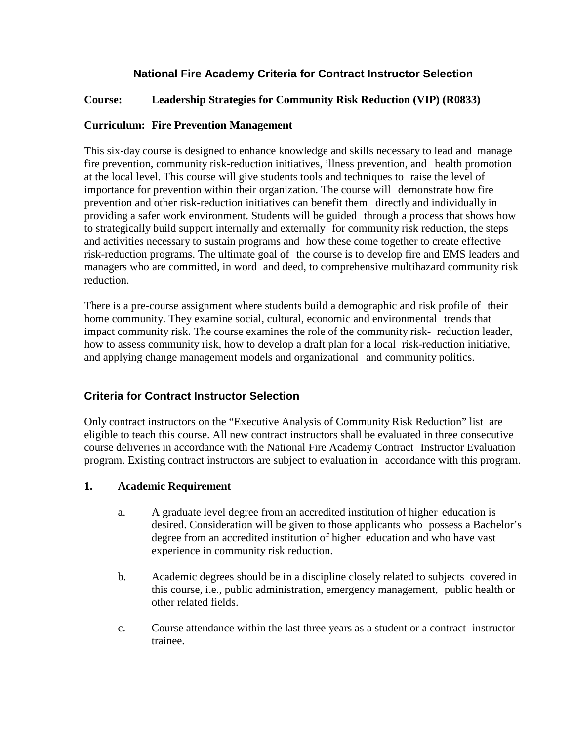# National Fire Academy Criteria for Contract Instructor Selection

**Course: Leadership Strategies for Community Risk Reduction (VIP) (R0833)**

**Curriculum: Fire Prevention Management**

This six-day course is designed to enhance knowledge and skills necessary to lead and manage fire prevention, community risk-reduction initiatives, illness prevention, and health promotion at the local level. This course will give students tools and techniques to raise the level of importance for prevention within their organization. The course will demonstrate how fire prevention and other risk-reduction initiatives can benefit them directly and individually in providing a safer work environment. Students will be guided through a process that shows how to strategically build support internally and externally for community risk reduction, the steps and activities necessary to sustain programs and how these come together to create effective risk-reduction programs. The ultimate goal of the course is to develop fire and EMS leaders and managers who are committed, in word and deed, to comprehensive multihazard community risk reduction.

There is a pre-course assignment where students build a demographic and risk profile of their home community. They examine social, cultural, economic and environmental trends that impact community risk. The course examines the role of the community risk- reduction leader, how to assess community risk, how to develop a draft plan for a local risk-reduction initiative, and applying change management models and organizational and community politics.

## Criteria for Contract Instructor Selection

Only contract instructors on the "Executive Analysis of Community Risk Reduction" list are eligible to teach this course. All new contract instructors shall be evaluated in three consecutive course deliveries in accordance with the National Fire Academy Contract Instructor Evaluation program. Existing contract instructors are subject to evaluation in accordance with this program.

**1. Academic Requirement**

a. A graduate level degree from an accredited institution of higher education is desired. Consideration will be given to those applicants who possess a Bachelor's degree from an accredited institution of higher education and who have vast experience in community risk reduction.

b. Academic degrees should be in a discipline closely related to subjects covered in this course, i.e., public administration, emergency management, public health or other related fields.

c. Course attendance within the last three years as a student or a contract instructor trainee.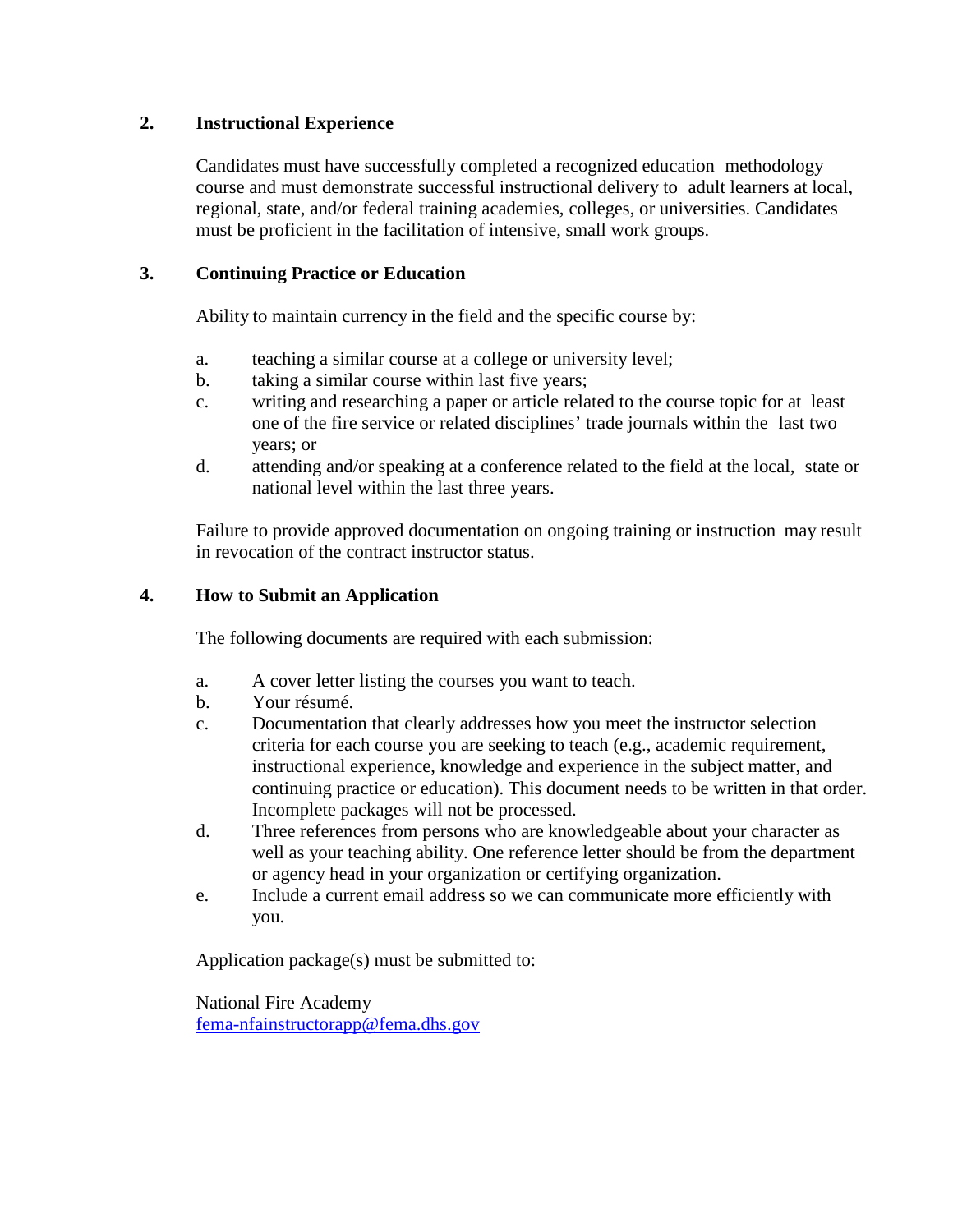## 2. Instructional Experience

Candidates must have successfully completed a recognized education methodology course and must demonstrate successful instructional delivery to adult learners at local, regional, state, and/or federal training academies, colleges, or universities. Candidates must be proficient in the facilitation of intensive, small work groups.

## 3. Continuing Practice or Education

Ability to maintain currency in the field and the specific course by:

a. teaching a similar course at a college or university level;
b. taking a similar course within last five years;
c. writing and researching a paper or article related to the course topic for at least one of the fire service or related disciplines' trade journals within the last two years; or
d. attending and/or speaking at a conference related to the field at the local, state or national level within the last three years.

Failure to provide approved documentation on ongoing training or instruction may result in revocation of the contract instructor status.

## 4. How to Submit an Application

The following documents are required with each submission:

a. A cover letter listing the courses you want to teach.
b. Your résumé.
c. Documentation that clearly addresses how you meet the instructor selection criteria for each course you are seeking to teach (e.g., academic requirement, instructional experience, knowledge and experience in the subject matter, and continuing practice or education). This document needs to be written in that order. Incomplete packages will not be processed.
d. Three references from persons who are knowledgeable about your character as well as your teaching ability. One reference letter should be from the department or agency head in your organization or certifying organization.
e. Include a current email address so we can communicate more efficiently with you.

Application package(s) must be submitted to:

National Fire Academy
fema-nfainstructorapp@fema.dhs.gov